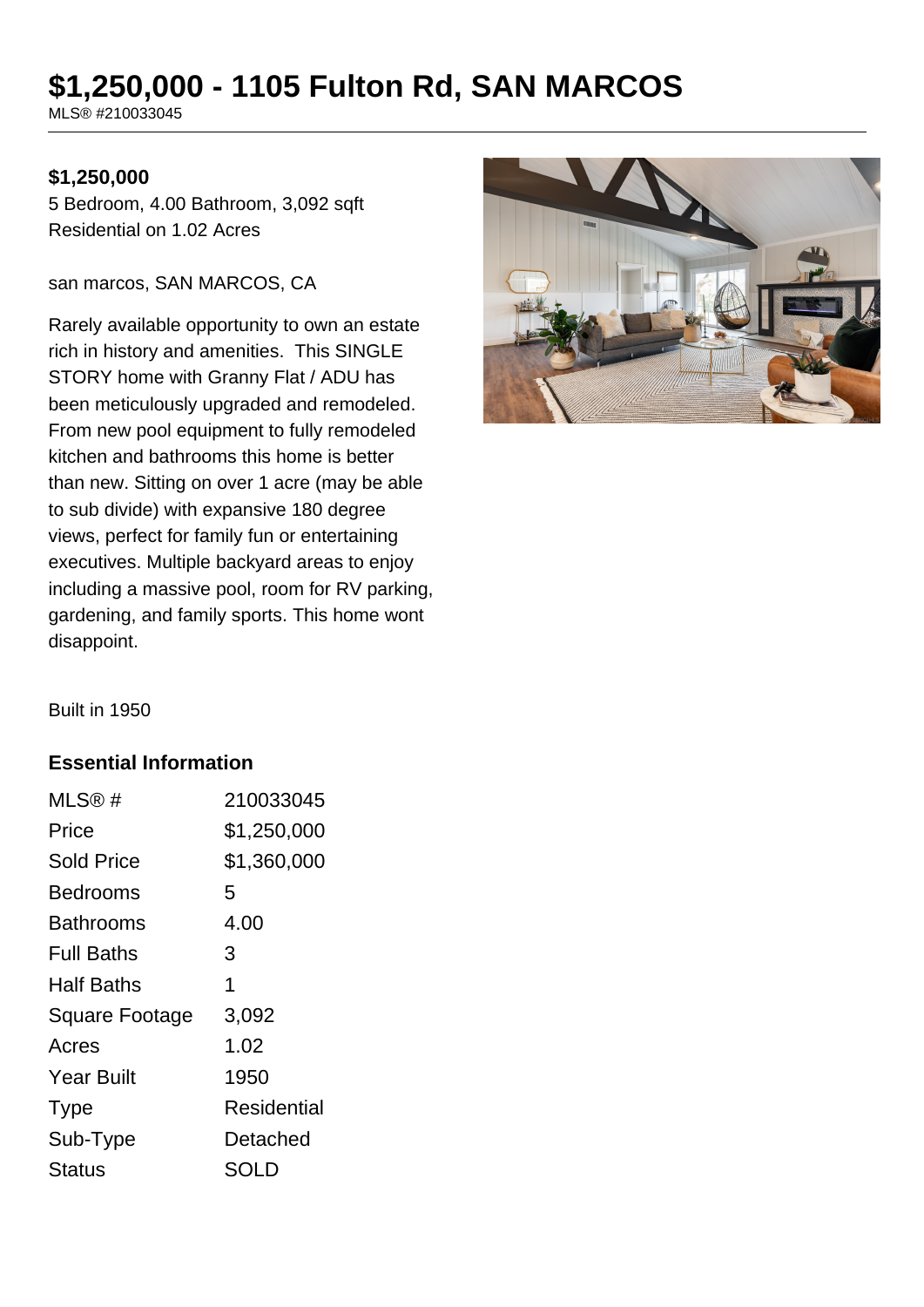# $1,250,000 - 1105 Fulton Rd, SAN MARCOS

MLS® #210033045

**$1,250,000**

5 Bedroom, 4.00 Bathroom, 3,092 sqft
Residential on 1.02 Acres

san marcos, SAN MARCOS, CA

Rarely available opportunity to own an estate rich in history and amenities. This SINGLE STORY home with Granny Flat / ADU has been meticulously upgraded and remodeled. From new pool equipment to fully remodeled kitchen and bathrooms this home is better than new. Sitting on over 1 acre (may be able to sub divide) with expansive 180 degree views, perfect for family fun or entertaining executives. Multiple backyard areas to enjoy including a massive pool, room for RV parking, gardening, and family sports. This home wont disappoint.

Built in 1950

## Essential Information

| | |
|---|---|
| MLS® # | 210033045 |
| Price | $1,250,000 |
| Sold Price | $1,360,000 |
| Bedrooms | 5 |
| Bathrooms | 4.00 |
| Full Baths | 3 |
| Half Baths | 1 |
| Square Footage | 3,092 |
| Acres | 1.02 |
| Year Built | 1950 |
| Type | Residential |
| Sub-Type | Detached |
| Status | SOLD |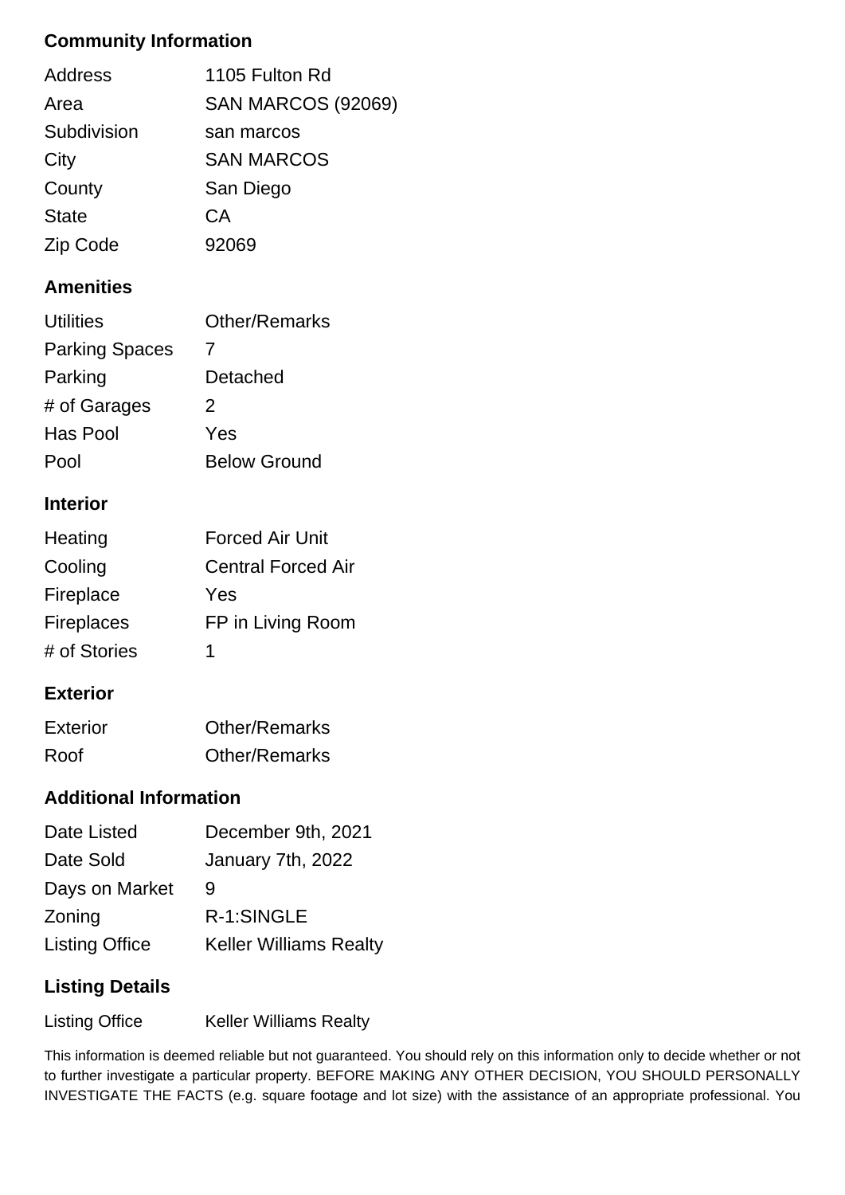## Community Information

| | |
|---|---|
| Address | 1105 Fulton Rd |
| Area | SAN MARCOS (92069) |
| Subdivision | san marcos |
| City | SAN MARCOS |
| County | San Diego |
| State | CA |
| Zip Code | 92069 |

## Amenities

| | |
|---|---|
| Utilities | Other/Remarks |
| Parking Spaces | 7 |
| Parking | Detached |
| # of Garages | 2 |
| Has Pool | Yes |
| Pool | Below Ground |

## Interior

| | |
|---|---|
| Heating | Forced Air Unit |
| Cooling | Central Forced Air |
| Fireplace | Yes |
| Fireplaces | FP in Living Room |
| # of Stories | 1 |

## Exterior

| | |
|---|---|
| Exterior | Other/Remarks |
| Roof | Other/Remarks |

## Additional Information

| | |
|---|---|
| Date Listed | December 9th, 2021 |
| Date Sold | January 7th, 2022 |
| Days on Market | 9 |
| Zoning | R-1:SINGLE |
| Listing Office | Keller Williams Realty |

## Listing Details

| | |
|---|---|
| Listing Office | Keller Williams Realty |

This information is deemed reliable but not guaranteed. You should rely on this information only to decide whether or not to further investigate a particular property. BEFORE MAKING ANY OTHER DECISION, YOU SHOULD PERSONALLY INVESTIGATE THE FACTS (e.g. square footage and lot size) with the assistance of an appropriate professional. You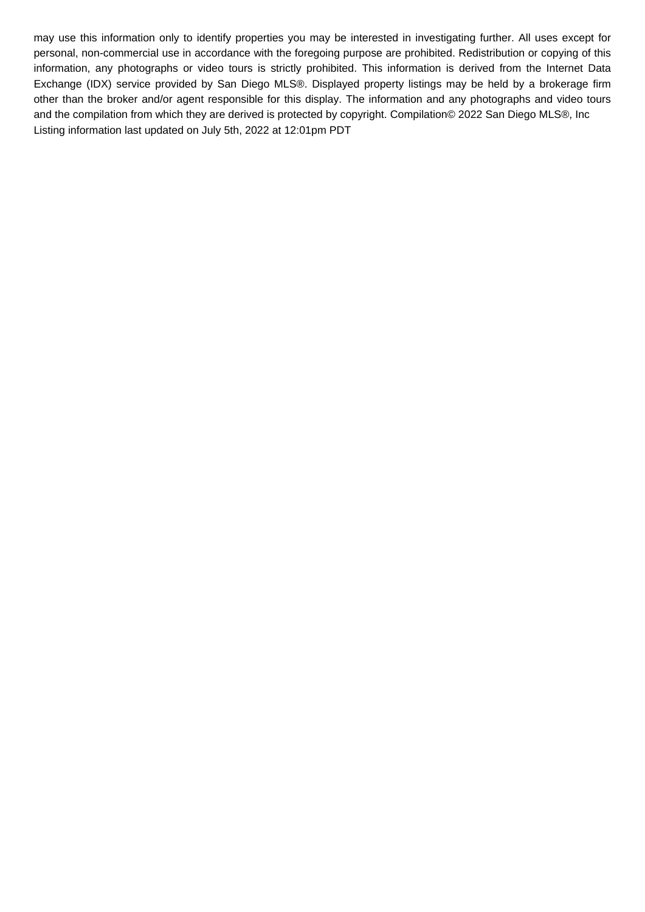may use this information only to identify properties you may be interested in investigating further. All uses except for personal, non-commercial use in accordance with the foregoing purpose are prohibited. Redistribution or copying of this information, any photographs or video tours is strictly prohibited. This information is derived from the Internet Data Exchange (IDX) service provided by San Diego MLS®. Displayed property listings may be held by a brokerage firm other than the broker and/or agent responsible for this display. The information and any photographs and video tours and the compilation from which they are derived is protected by copyright. Compilation© 2022 San Diego MLS®, Inc
Listing information last updated on July 5th, 2022 at 12:01pm PDT